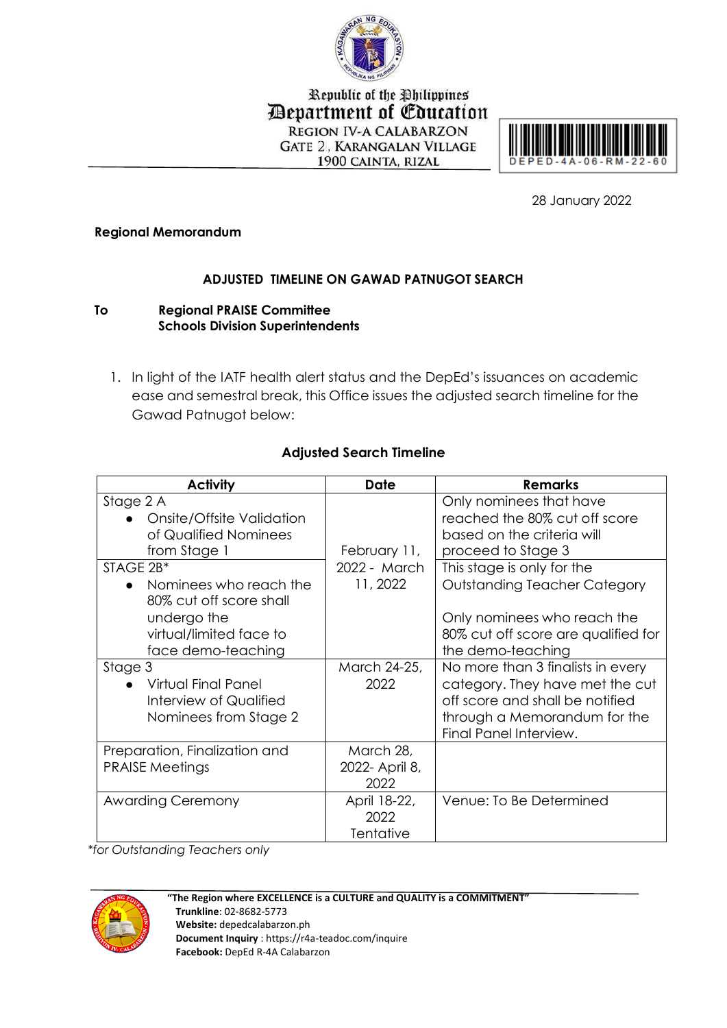Republic of the Philippines
Department of Education
REGION IV-A CALABARZON
GATE 2, KARANGALAN VILLAGE
1900 CAINTA, RIZAL

DEPED-4A-06-RM-22-60

28 January 2022

**Regional Memorandum**

**ADJUSTED TIMELINE ON GAWAD PATNUGOT SEARCH**

**To** **Regional PRAISE Committee**
**Schools Division Superintendents**

1. In light of the IATF health alert status and the DepEd's issuances on academic ease and semestral break, this Office issues the adjusted search timeline for the Gawad Patnugot below:

**Adjusted Search Timeline**

| Activity | Date | Remarks |
|---|---|---|
| Stage 2 A<br>● Onsite/Offsite Validation of Qualified Nominees from Stage 1 | February 11, 2022 - March 11, 2022 | Only nominees that have reached the 80% cut off score based on the criteria will proceed to Stage 3 |
| STAGE 2B*<br>● Nominees who reach the 80% cut off score shall undergo the virtual/limited face to face demo-teaching | | This stage is only for the Outstanding Teacher Category<br><br>Only nominees who reach the 80% cut off score are qualified for the demo-teaching |
| Stage 3<br>● Virtual Final Panel Interview of Qualified Nominees from Stage 2 | March 24-25, 2022 | No more than 3 finalists in every category. They have met the cut off score and shall be notified through a Memorandum for the Final Panel Interview. |
| Preparation, Finalization and PRAISE Meetings | March 28, 2022- April 8, 2022 | |
| Awarding Ceremony | April 18-22, 2022 Tentative | Venue: To Be Determined |

*\*for Outstanding Teachers only*

"The Region where EXCELLENCE is a CULTURE and QUALITY is a COMMITMENT"
**Trunkline**: 02-8682-5773
**Website:** depedcalabarzon.ph
**Document Inquiry** : https://r4a-teadoc.com/inquire
**Facebook:** DepEd R-4A Calabarzon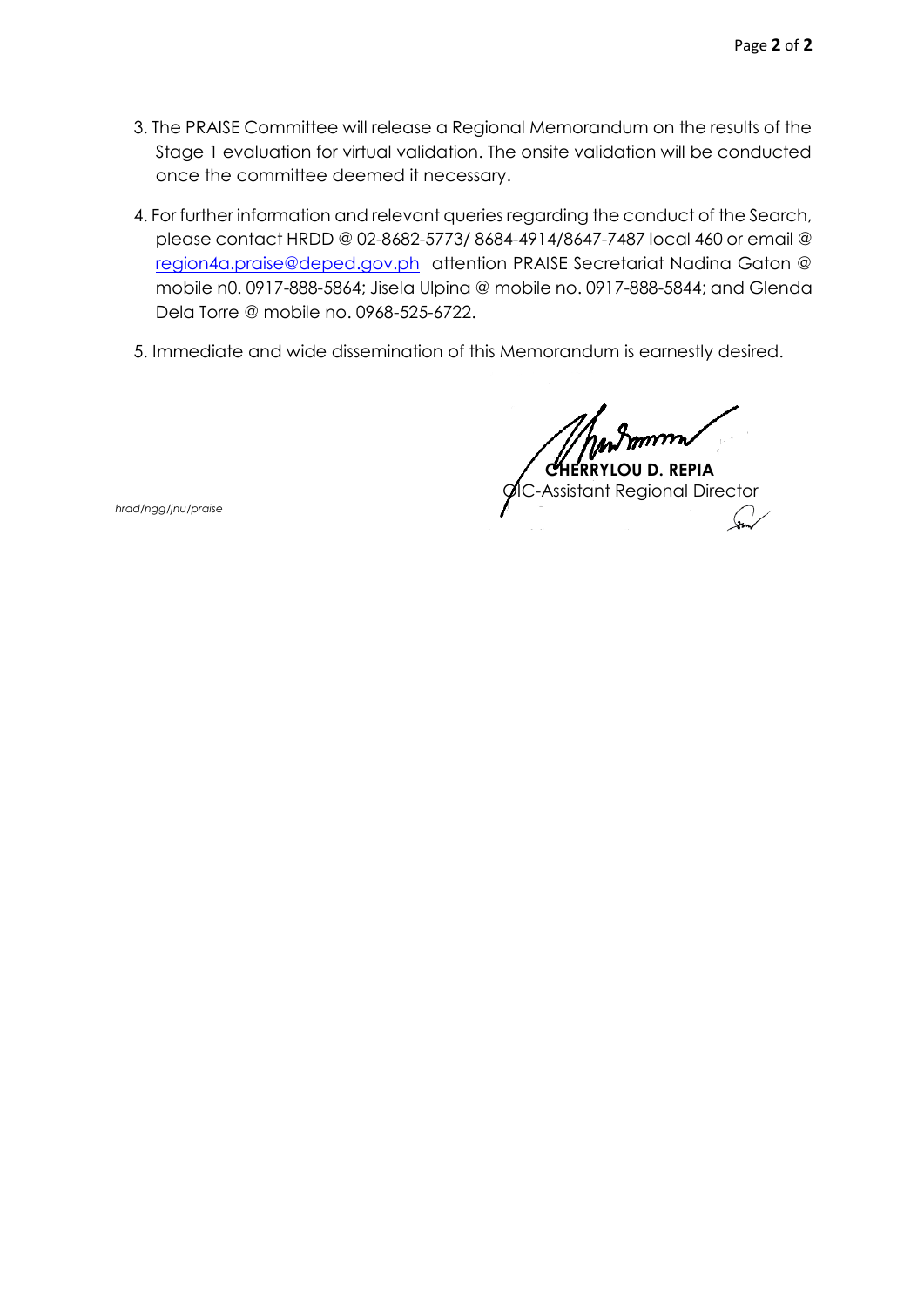3. The PRAISE Committee will release a Regional Memorandum on the results of the Stage 1 evaluation for virtual validation. The onsite validation will be conducted once the committee deemed it necessary.

4. For further information and relevant queries regarding the conduct of the Search, please contact HRDD @ 02-8682-5773/ 8684-4914/8647-7487 local 460 or email @ region4a.praise@deped.gov.ph attention PRAISE Secretariat Nadina Gaton @ mobile n0. 0917-888-5864; Jisela Ulpina @ mobile no. 0917-888-5844; and Glenda Dela Torre @ mobile no. 0968-525-6722.

5. Immediate and wide dissemination of this Memorandum is earnestly desired.

**CHERRYLOU D. REPIA**
OIC-Assistant Regional Director

*hrdd/ngg/jnu/praise*